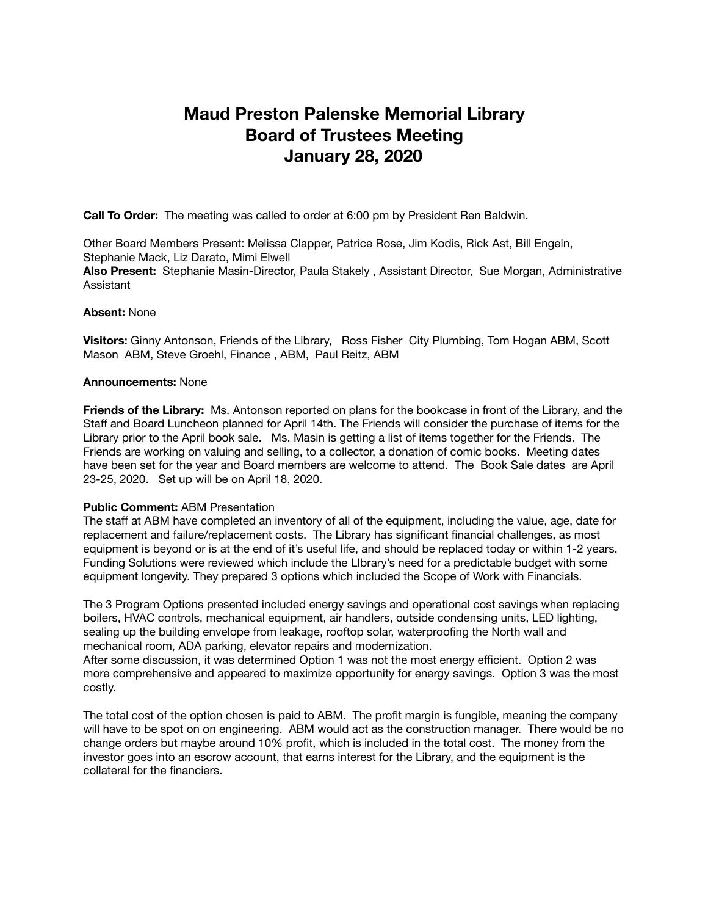# Maud Preston Palenske Memorial Library
# Board of Trustees Meeting
# January 28, 2020

**Call To Order:** The meeting was called to order at 6:00 pm by President Ren Baldwin.

Other Board Members Present: Melissa Clapper, Patrice Rose, Jim Kodis, Rick Ast, Bill Engeln, Stephanie Mack, Liz Darato, Mimi Elwell
**Also Present:** Stephanie Masin-Director, Paula Stakely , Assistant Director, Sue Morgan, Administrative Assistant

**Absent:** None

**Visitors:** Ginny Antonson, Friends of the Library, Ross Fisher City Plumbing, Tom Hogan ABM, Scott Mason ABM, Steve Groehl, Finance , ABM, Paul Reitz, ABM

**Announcements:** None

**Friends of the Library:** Ms. Antonson reported on plans for the bookcase in front of the Library, and the Staff and Board Luncheon planned for April 14th. The Friends will consider the purchase of items for the Library prior to the April book sale. Ms. Masin is getting a list of items together for the Friends. The Friends are working on valuing and selling, to a collector, a donation of comic books. Meeting dates have been set for the year and Board members are welcome to attend. The Book Sale dates are April 23-25, 2020. Set up will be on April 18, 2020.

**Public Comment:** ABM Presentation
The staff at ABM have completed an inventory of all of the equipment, including the value, age, date for replacement and failure/replacement costs. The Library has significant financial challenges, as most equipment is beyond or is at the end of it's useful life, and should be replaced today or within 1-2 years. Funding Solutions were reviewed which include the LIbrary's need for a predictable budget with some equipment longevity. They prepared 3 options which included the Scope of Work with Financials.

The 3 Program Options presented included energy savings and operational cost savings when replacing boilers, HVAC controls, mechanical equipment, air handlers, outside condensing units, LED lighting, sealing up the building envelope from leakage, rooftop solar, waterproofing the North wall and mechanical room, ADA parking, elevator repairs and modernization.
After some discussion, it was determined Option 1 was not the most energy efficient. Option 2 was more comprehensive and appeared to maximize opportunity for energy savings. Option 3 was the most costly.

The total cost of the option chosen is paid to ABM. The profit margin is fungible, meaning the company will have to be spot on on engineering. ABM would act as the construction manager. There would be no change orders but maybe around 10% profit, which is included in the total cost. The money from the investor goes into an escrow account, that earns interest for the Library, and the equipment is the collateral for the financiers.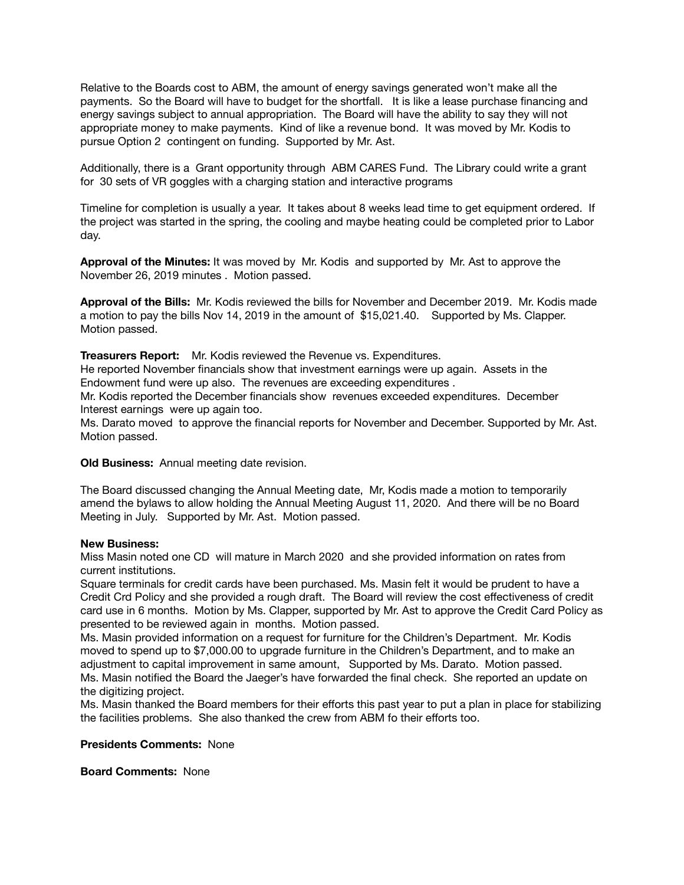Relative to the Boards cost to ABM, the amount of energy savings generated won't make all the payments. So the Board will have to budget for the shortfall. It is like a lease purchase financing and energy savings subject to annual appropriation. The Board will have the ability to say they will not appropriate money to make payments. Kind of like a revenue bond. It was moved by Mr. Kodis to pursue Option 2 contingent on funding. Supported by Mr. Ast.

Additionally, there is a Grant opportunity through ABM CARES Fund. The Library could write a grant for 30 sets of VR goggles with a charging station and interactive programs

Timeline for completion is usually a year. It takes about 8 weeks lead time to get equipment ordered. If the project was started in the spring, the cooling and maybe heating could be completed prior to Labor day.

**Approval of the Minutes:** It was moved by Mr. Kodis and supported by Mr. Ast to approve the November 26, 2019 minutes . Motion passed.

**Approval of the Bills:** Mr. Kodis reviewed the bills for November and December 2019. Mr. Kodis made a motion to pay the bills Nov 14, 2019 in the amount of $15,021.40. Supported by Ms. Clapper. Motion passed.

**Treasurers Report:** Mr. Kodis reviewed the Revenue vs. Expenditures.
He reported November financials show that investment earnings were up again. Assets in the Endowment fund were up also. The revenues are exceeding expenditures .
Mr. Kodis reported the December financials show revenues exceeded expenditures. December Interest earnings were up again too.
Ms. Darato moved to approve the financial reports for November and December. Supported by Mr. Ast. Motion passed.

**Old Business:** Annual meeting date revision.

The Board discussed changing the Annual Meeting date, Mr, Kodis made a motion to temporarily amend the bylaws to allow holding the Annual Meeting August 11, 2020. And there will be no Board Meeting in July. Supported by Mr. Ast. Motion passed.

**New Business:**
Miss Masin noted one CD will mature in March 2020 and she provided information on rates from current institutions.
Square terminals for credit cards have been purchased. Ms. Masin felt it would be prudent to have a Credit Crd Policy and she provided a rough draft. The Board will review the cost effectiveness of credit card use in 6 months. Motion by Ms. Clapper, supported by Mr. Ast to approve the Credit Card Policy as presented to be reviewed again in months. Motion passed.
Ms. Masin provided information on a request for furniture for the Children's Department. Mr. Kodis moved to spend up to $7,000.00 to upgrade furniture in the Children's Department, and to make an adjustment to capital improvement in same amount, Supported by Ms. Darato. Motion passed.
Ms. Masin notified the Board the Jaeger's have forwarded the final check. She reported an update on the digitizing project.
Ms. Masin thanked the Board members for their efforts this past year to put a plan in place for stabilizing the facilities problems. She also thanked the crew from ABM fo their efforts too.

**Presidents Comments:** None

**Board Comments:** None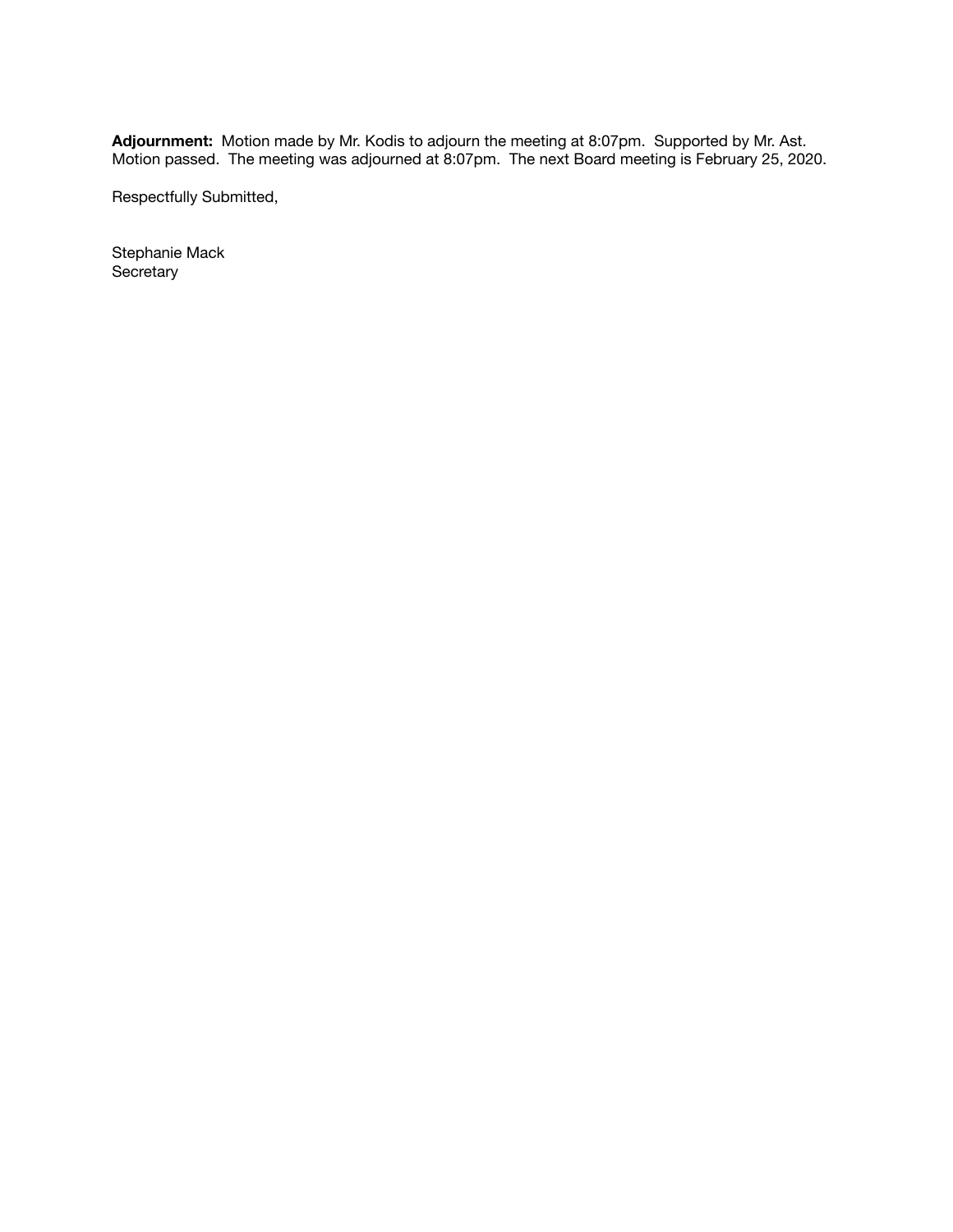**Adjournment:** Motion made by Mr. Kodis to adjourn the meeting at 8:07pm. Supported by Mr. Ast. Motion passed. The meeting was adjourned at 8:07pm. The next Board meeting is February 25, 2020.

Respectfully Submitted,

Stephanie Mack
Secretary